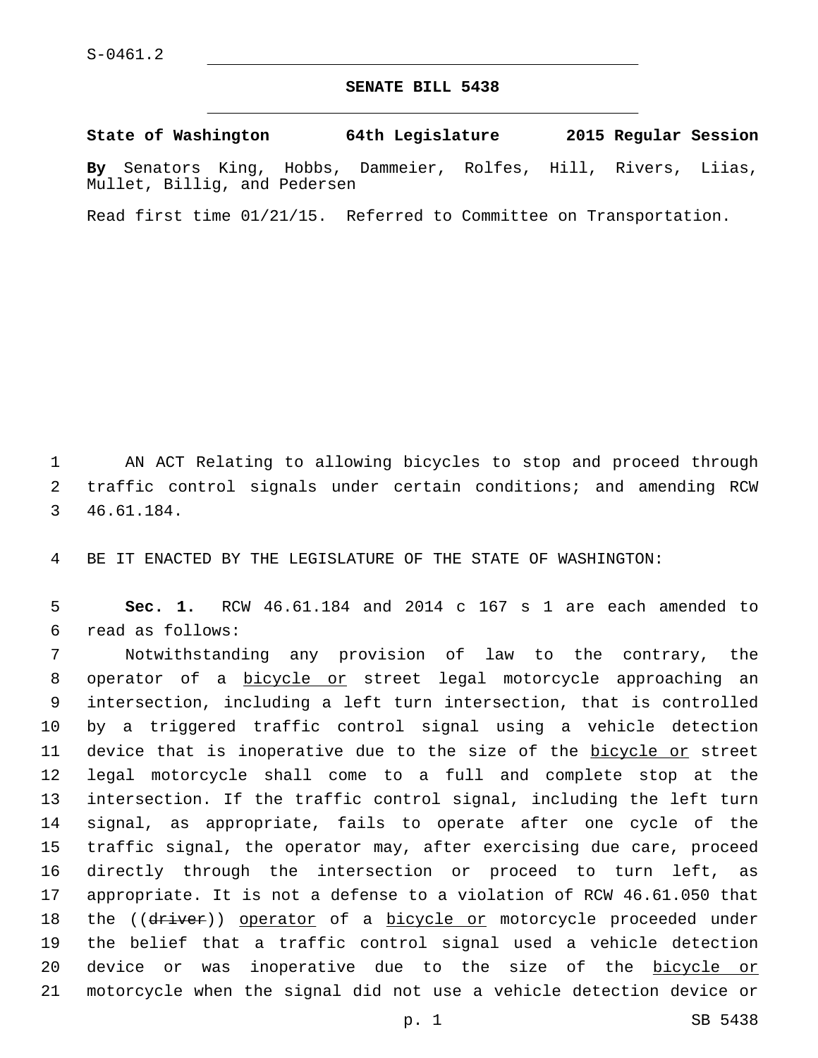S-0461.2

# SENATE BILL 5438

**State of Washington 64th Legislature 2015 Regular Session**

**By** Senators King, Hobbs, Dammeier, Rolfes, Hill, Rivers, Liias, Mullet, Billig, and Pedersen

Read first time 01/21/15. Referred to Committee on Transportation.

AN ACT Relating to allowing bicycles to stop and proceed through traffic control signals under certain conditions; and amending RCW 46.61.184.

BE IT ENACTED BY THE LEGISLATURE OF THE STATE OF WASHINGTON:

**Sec. 1.** RCW 46.61.184 and 2014 c 167 s 1 are each amended to read as follows:

Notwithstanding any provision of law to the contrary, the operator of a <u>bicycle or</u> street legal motorcycle approaching an intersection, including a left turn intersection, that is controlled by a triggered traffic control signal using a vehicle detection device that is inoperative due to the size of the <u>bicycle or</u> street legal motorcycle shall come to a full and complete stop at the intersection. If the traffic control signal, including the left turn signal, as appropriate, fails to operate after one cycle of the traffic signal, the operator may, after exercising due care, proceed directly through the intersection or proceed to turn left, as appropriate. It is not a defense to a violation of RCW 46.61.050 that the ((~~driver~~)) <u>operator</u> of a <u>bicycle or</u> motorcycle proceeded under the belief that a traffic control signal used a vehicle detection device or was inoperative due to the size of the <u>bicycle or</u> motorcycle when the signal did not use a vehicle detection device or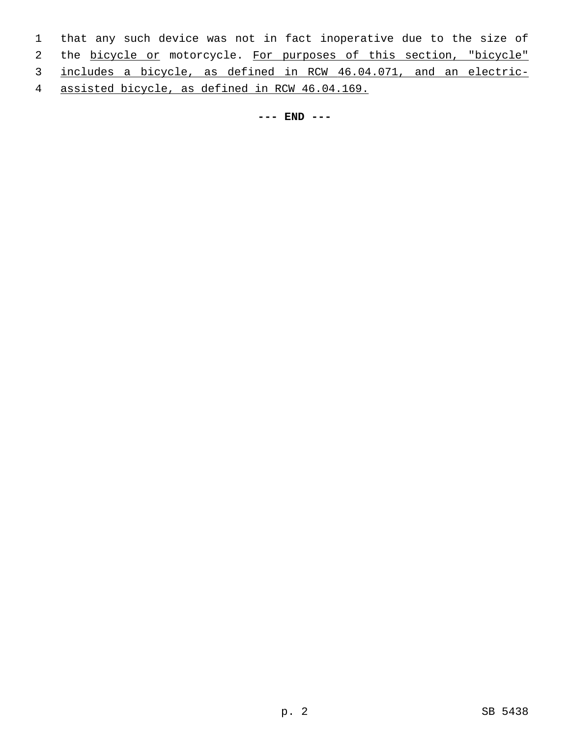that any such device was not in fact inoperative due to the size of the <u>bicycle or</u> motorcycle. <u>For purposes of this section, "bicycle" includes a bicycle, as defined in RCW 46.04.071, and an electric-assisted bicycle, as defined in RCW 46.04.169.</u>

**--- END ---**